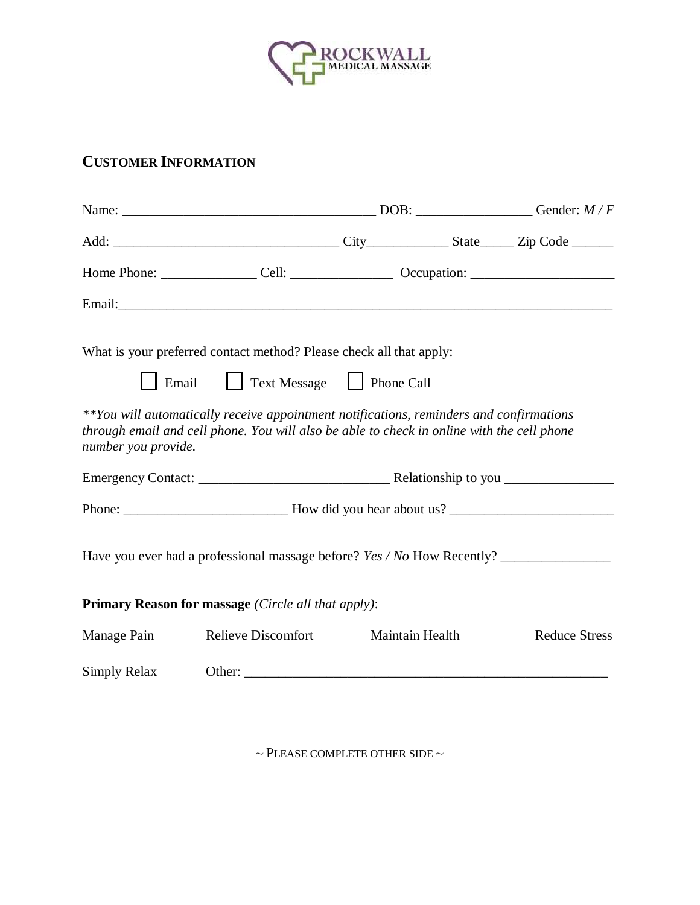ROCKWALL MEDICAL MASSAGE

## CUSTOMER INFORMATION

Name: ____________________________________ DOB: ________________ Gender: *M / F*

Add: ________________________________ City___________ State_____ Zip Code ______

Home Phone: ______________ Cell: _______________ Occupation: ____________________

Email:_________________________________________________________________________

What is your preferred contact method? Please check all that apply:

☐ Email ☐ Text Message ☐ Phone Call

*\*\*You will automatically receive appointment notifications, reminders and confirmations through email and cell phone. You will also be able to check in online with the cell phone number you provide.*

Emergency Contact: ___________________________ Relationship to you ________________

Phone: _______________________ How did you hear about us? _______________________

Have you ever had a professional massage before? *Yes / No* How Recently? _______________

**Primary Reason for massage** *(Circle all that apply)*:

Manage Pain Relieve Discomfort Maintain Health Reduce Stress

Simply Relax Other: ______________________________________________________

~ PLEASE COMPLETE OTHER SIDE ~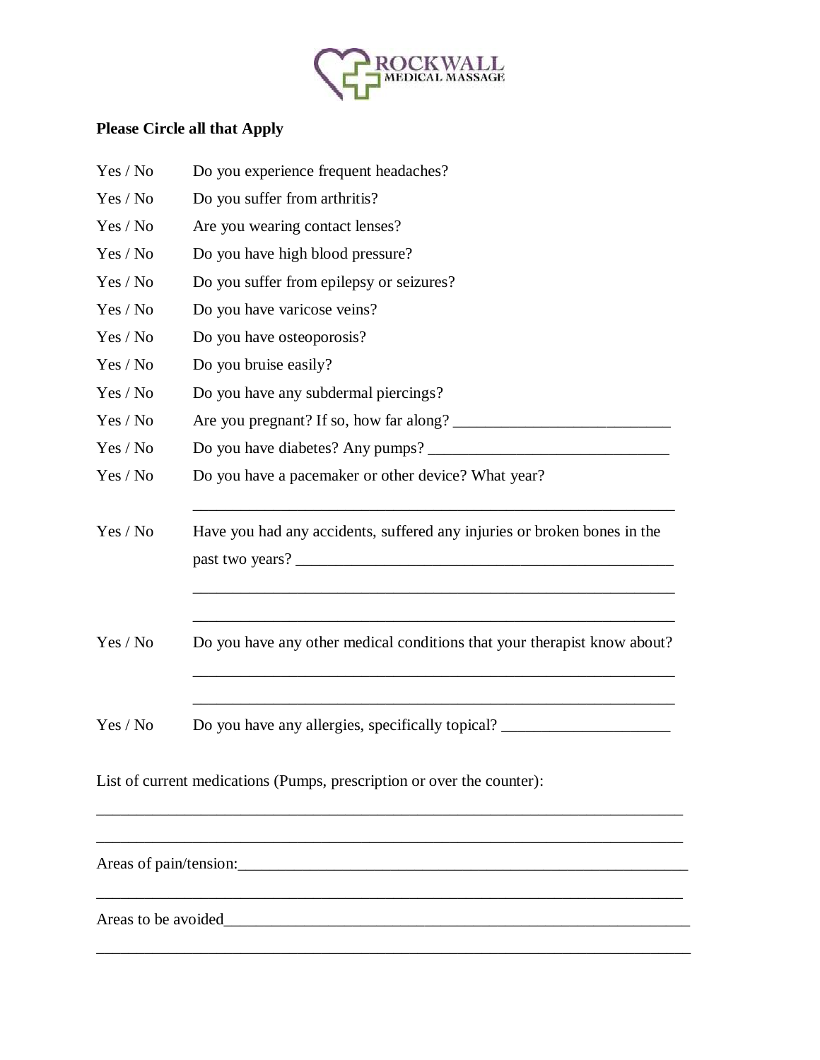ROCKWALL MEDICAL MASSAGE

**Please Circle all that Apply**

Yes / No Do you experience frequent headaches?

Yes / No Do you suffer from arthritis?

Yes / No Are you wearing contact lenses?

Yes / No Do you have high blood pressure?

Yes / No Do you suffer from epilepsy or seizures?

Yes / No Do you have varicose veins?

Yes / No Do you have osteoporosis?

Yes / No Do you bruise easily?

Yes / No Do you have any subdermal piercings?

Yes / No Are you pregnant? If so, how far along? ___________________________

Yes / No Do you have diabetes? Any pumps? ______________________________

Yes / No Do you have a pacemaker or other device? What year?

_______________________________________________________________

Yes / No Have you had any accidents, suffered any injuries or broken bones in the past two years? _________________________________________________

_______________________________________________________________

_______________________________________________________________

Yes / No Do you have any other medical conditions that your therapist know about?

_______________________________________________________________

_______________________________________________________________

Yes / No Do you have any allergies, specifically topical? _____________________

List of current medications (Pumps, prescription or over the counter):

_____________________________________________________________________________

_____________________________________________________________________________

Areas of pain/tension:_________________________________________________________

_____________________________________________________________________________

Areas to be avoided___________________________________________________________

_____________________________________________________________________________